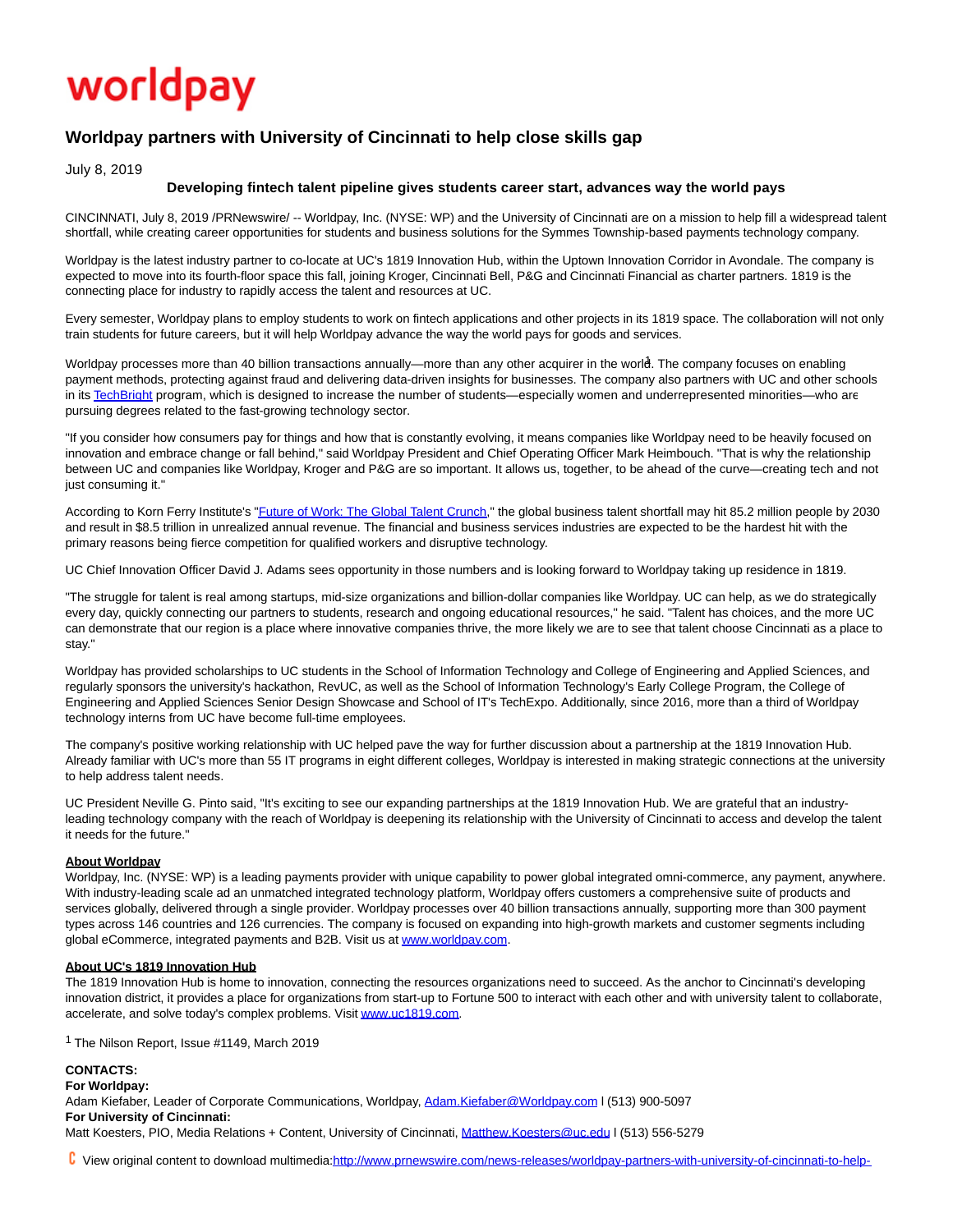worldpay

# Worldpay partners with University of Cincinnati to help close skills gap

July 8, 2019

**Developing fintech talent pipeline gives students career start, advances way the world pays**

CINCINNATI, July 8, 2019 /PRNewswire/ -- Worldpay, Inc. (NYSE: WP) and the University of Cincinnati are on a mission to help fill a widespread talent shortfall, while creating career opportunities for students and business solutions for the Symmes Township-based payments technology company.

Worldpay is the latest industry partner to co-locate at UC's 1819 Innovation Hub, within the Uptown Innovation Corridor in Avondale. The company is expected to move into its fourth-floor space this fall, joining Kroger, Cincinnati Bell, P&G and Cincinnati Financial as charter partners. 1819 is the connecting place for industry to rapidly access the talent and resources at UC.

Every semester, Worldpay plans to employ students to work on fintech applications and other projects in its 1819 space. The collaboration will not only train students for future careers, but it will help Worldpay advance the way the world pays for goods and services.

Worldpay processes more than 40 billion transactions annually—more than any other acquirer in the world[1]. The company focuses on enabling payment methods, protecting against fraud and delivering data-driven insights for businesses. The company also partners with UC and other schools in its [TechBright](#) program, which is designed to increase the number of students—especially women and underrepresented minorities—who are pursuing degrees related to the fast-growing technology sector.

"If you consider how consumers pay for things and how that is constantly evolving, it means companies like Worldpay need to be heavily focused on innovation and embrace change or fall behind," said Worldpay President and Chief Operating Officer Mark Heimbouch. "That is why the relationship between UC and companies like Worldpay, Kroger and P&G are so important. It allows us, together, to be ahead of the curve—creating tech and not just consuming it."

According to Korn Ferry Institute's "[Future of Work: The Global Talent Crunch](#)," the global business talent shortfall may hit 85.2 million people by 2030 and result in $8.5 trillion in unrealized annual revenue. The financial and business services industries are expected to be the hardest hit with the primary reasons being fierce competition for qualified workers and disruptive technology.

UC Chief Innovation Officer David J. Adams sees opportunity in those numbers and is looking forward to Worldpay taking up residence in 1819.

"The struggle for talent is real among startups, mid-size organizations and billion-dollar companies like Worldpay. UC can help, as we do strategically every day, quickly connecting our partners to students, research and ongoing educational resources," he said. "Talent has choices, and the more UC can demonstrate that our region is a place where innovative companies thrive, the more likely we are to see that talent choose Cincinnati as a place to stay."

Worldpay has provided scholarships to UC students in the School of Information Technology and College of Engineering and Applied Sciences, and regularly sponsors the university's hackathon, RevUC, as well as the School of Information Technology's Early College Program, the College of Engineering and Applied Sciences Senior Design Showcase and School of IT's TechExpo. Additionally, since 2016, more than a third of Worldpay technology interns from UC have become full-time employees.

The company's positive working relationship with UC helped pave the way for further discussion about a partnership at the 1819 Innovation Hub. Already familiar with UC's more than 55 IT programs in eight different colleges, Worldpay is interested in making strategic connections at the university to help address talent needs.

UC President Neville G. Pinto said, "It's exciting to see our expanding partnerships at the 1819 Innovation Hub. We are grateful that an industry-leading technology company with the reach of Worldpay is deepening its relationship with the University of Cincinnati to access and develop the talent it needs for the future."

**About Worldpay**
Worldpay, Inc. (NYSE: WP) is a leading payments provider with unique capability to power global integrated omni-commerce, any payment, anywhere. With industry-leading scale ad an unmatched integrated technology platform, Worldpay offers customers a comprehensive suite of products and services globally, delivered through a single provider. Worldpay processes over 40 billion transactions annually, supporting more than 300 payment types across 146 countries and 126 currencies. The company is focused on expanding into high-growth markets and customer segments including global eCommerce, integrated payments and B2B. Visit us at [www.worldpay.com](http://www.worldpay.com).

**About UC's 1819 Innovation Hub**
The 1819 Innovation Hub is home to innovation, connecting the resources organizations need to succeed. As the anchor to Cincinnati's developing innovation district, it provides a place for organizations from start-up to Fortune 500 to interact with each other and with university talent to collaborate, accelerate, and solve today's complex problems. Visit [www.uc1819.com](http://www.uc1819.com).

[1] The Nilson Report, Issue #1149, March 2019

**CONTACTS:**
**For Worldpay:**
Adam Kiefaber, Leader of Corporate Communications, Worldpay, Adam.Kiefaber@Worldpay.com l (513) 900-5097
**For University of Cincinnati:**
Matt Koesters, PIO, Media Relations + Content, University of Cincinnati, Matthew.Koesters@uc.edu l (513) 556-5279

View original content to download multimedia:http://www.prnewswire.com/news-releases/worldpay-partners-with-university-of-cincinnati-to-help-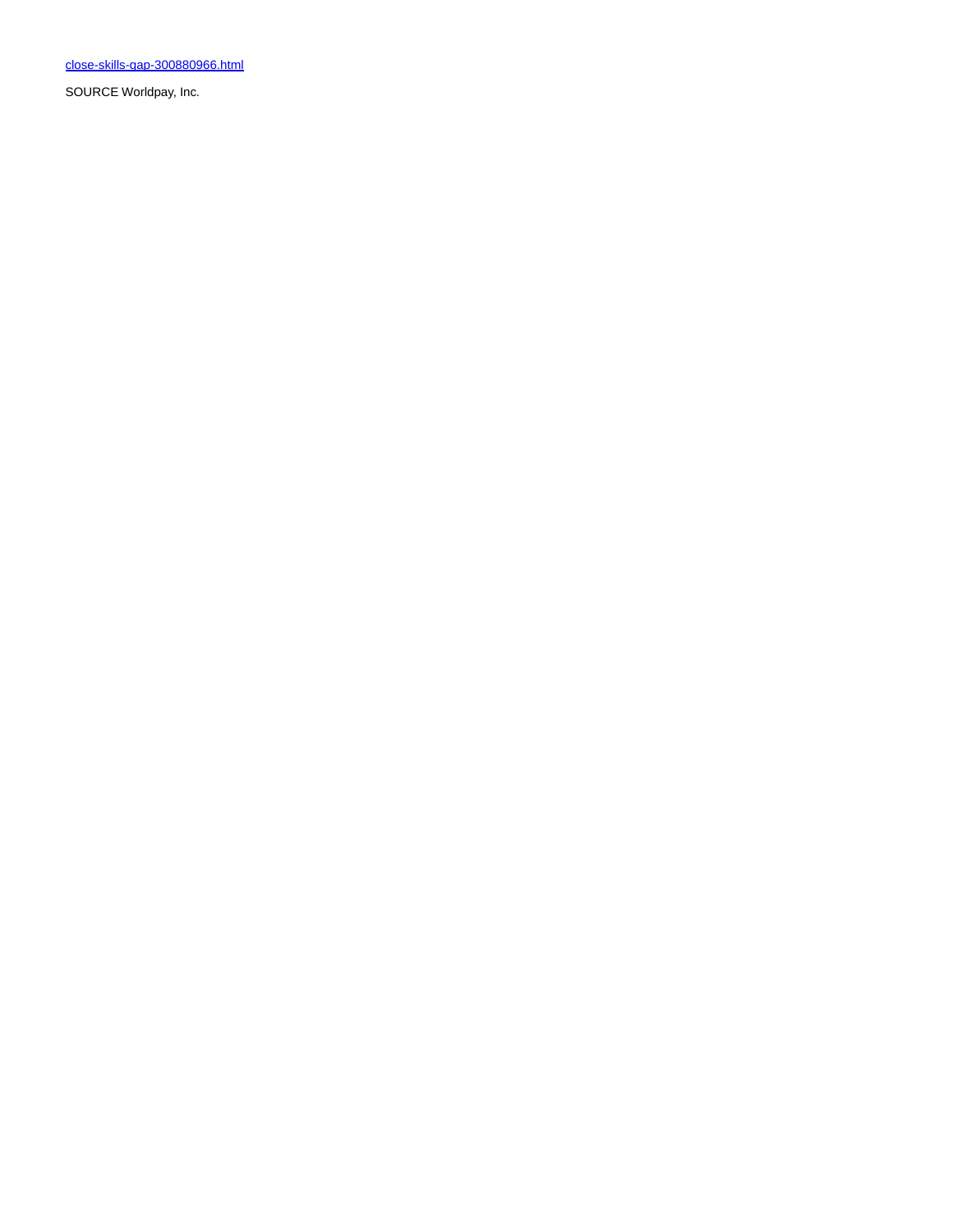close-skills-gap-300880966.html

SOURCE Worldpay, Inc.